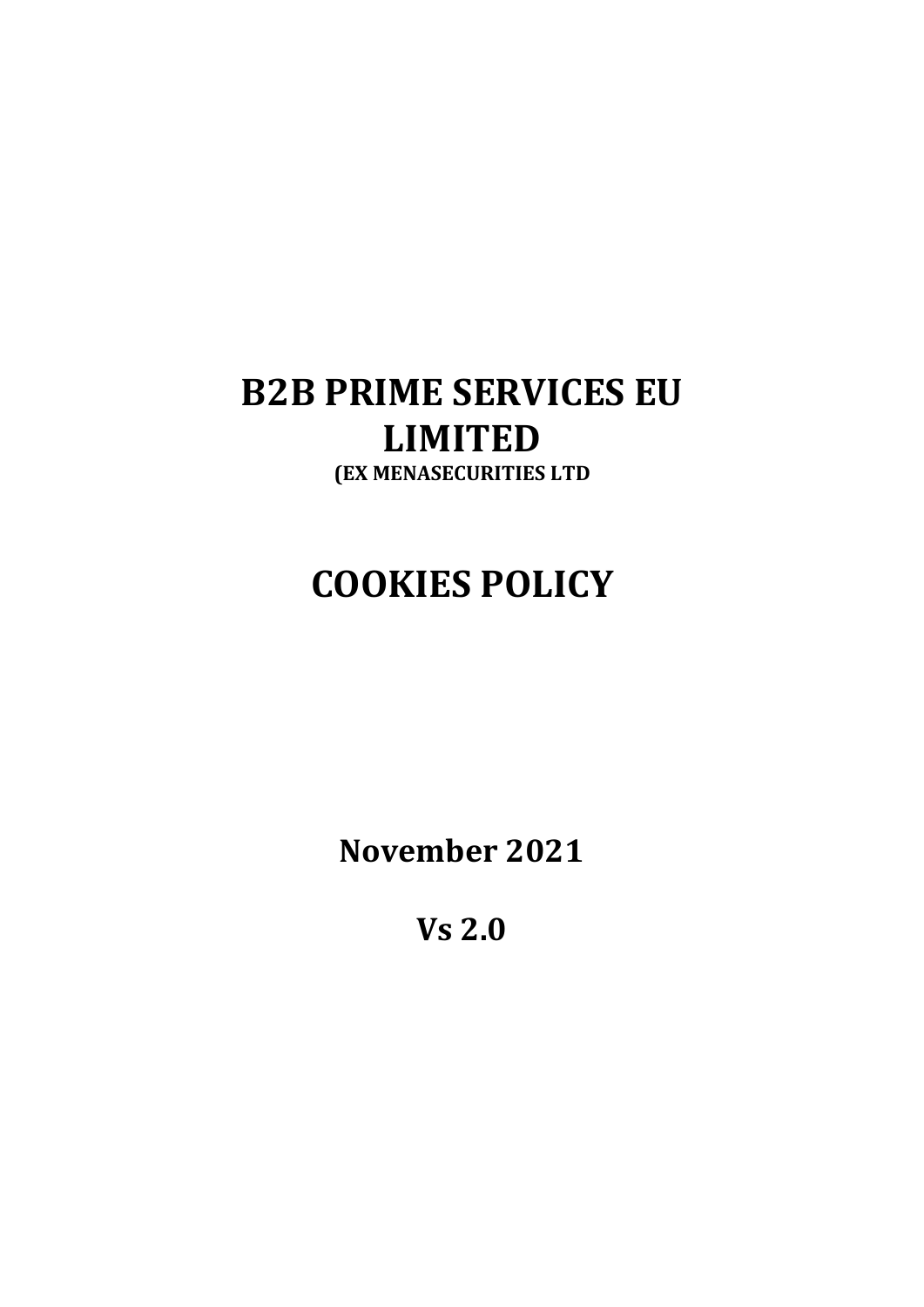# B2B PRIME SERVICES EU LIMITED

**(EX MENASECURITIES LTD**

# COOKIES POLICY

**November 2021**

**Vs 2.0**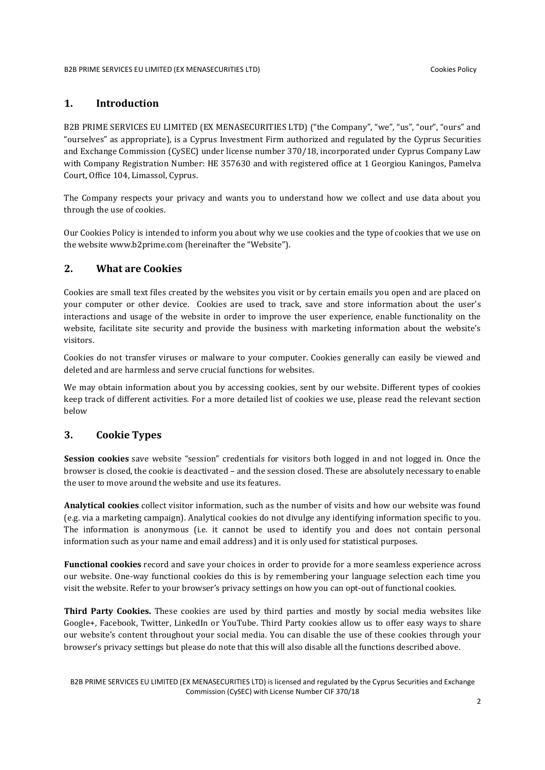## 1. Introduction

B2B PRIME SERVICES EU LIMITED (EX MENASECURITIES LTD) ("the Company", "we", "us", "our", "ours" and "ourselves" as appropriate), is a Cyprus Investment Firm authorized and regulated by the Cyprus Securities and Exchange Commission (CySEC) under license number 370/18, incorporated under Cyprus Company Law with Company Registration Number: HE 357630 and with registered office at 1 Georgiou Kaningos, Pamelva Court, Office 104, Limassol, Cyprus.

The Company respects your privacy and wants you to understand how we collect and use data about you through the use of cookies.

Our Cookies Policy is intended to inform you about why we use cookies and the type of cookies that we use on the website www.b2prime.com (hereinafter the "Website").

## 2. What are Cookies

Cookies are small text files created by the websites you visit or by certain emails you open and are placed on your computer or other device. Cookies are used to track, save and store information about the user's interactions and usage of the website in order to improve the user experience, enable functionality on the website, facilitate site security and provide the business with marketing information about the website's visitors.

Cookies do not transfer viruses or malware to your computer. Cookies generally can easily be viewed and deleted and are harmless and serve crucial functions for websites.

We may obtain information about you by accessing cookies, sent by our website. Different types of cookies keep track of different activities. For a more detailed list of cookies we use, please read the relevant section below

## 3. Cookie Types

**Session cookies** save website "session" credentials for visitors both logged in and not logged in. Once the browser is closed, the cookie is deactivated – and the session closed. These are absolutely necessary to enable the user to move around the website and use its features.

**Analytical cookies** collect visitor information, such as the number of visits and how our website was found (e.g. via a marketing campaign). Analytical cookies do not divulge any identifying information specific to you. The information is anonymous (i.e. it cannot be used to identify you and does not contain personal information such as your name and email address) and it is only used for statistical purposes.

**Functional cookies** record and save your choices in order to provide for a more seamless experience across our website. One-way functional cookies do this is by remembering your language selection each time you visit the website. Refer to your browser's privacy settings on how you can opt-out of functional cookies.

**Third Party Cookies.** These cookies are used by third parties and mostly by social media websites like Google+, Facebook, Twitter, LinkedIn or YouTube. Third Party cookies allow us to offer easy ways to share our website's content throughout your social media. You can disable the use of these cookies through your browser's privacy settings but please do note that this will also disable all the functions described above.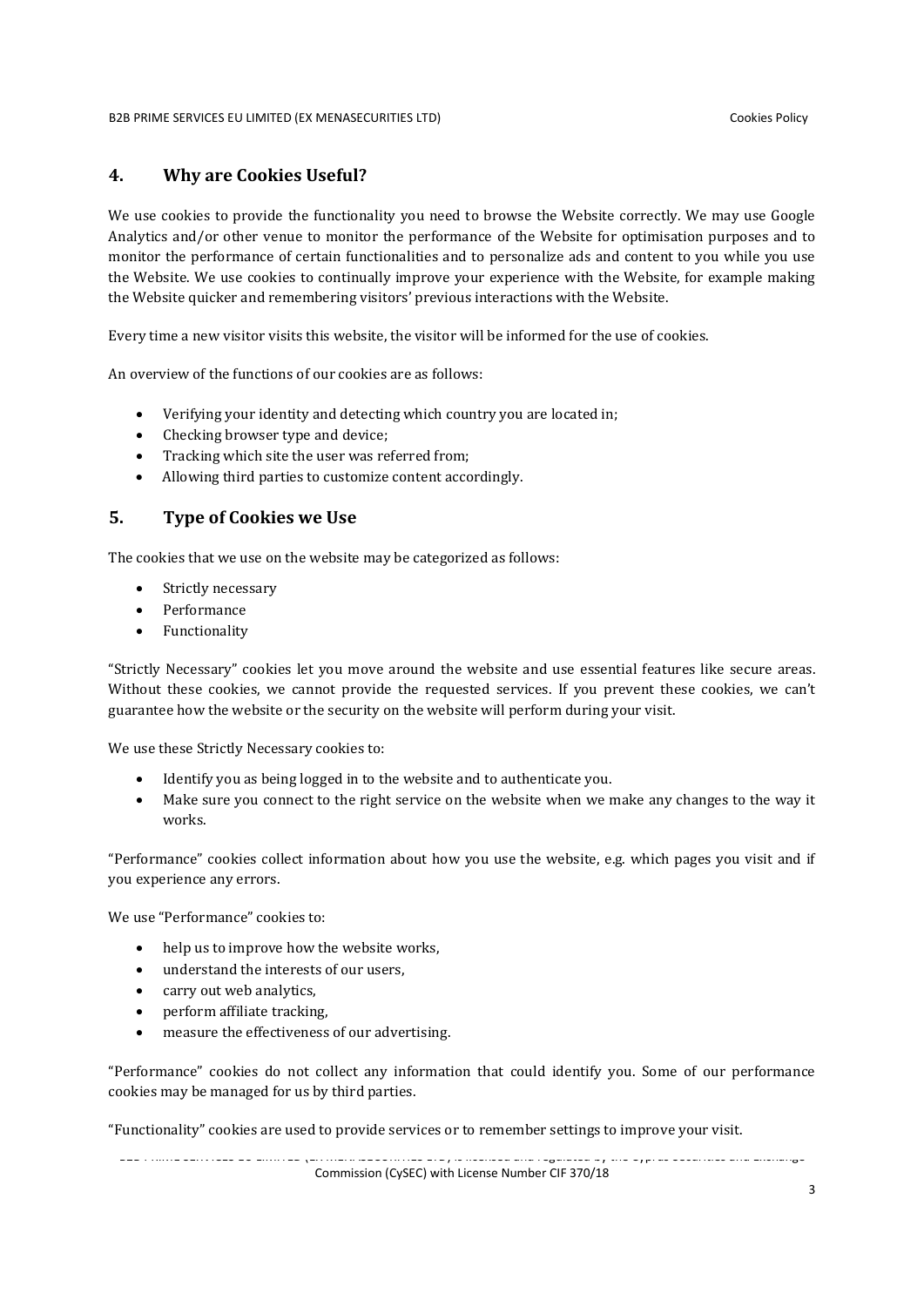## 4. Why are Cookies Useful?

We use cookies to provide the functionality you need to browse the Website correctly. We may use Google Analytics and/or other venue to monitor the performance of the Website for optimisation purposes and to monitor the performance of certain functionalities and to personalize ads and content to you while you use the Website. We use cookies to continually improve your experience with the Website, for example making the Website quicker and remembering visitors' previous interactions with the Website.

Every time a new visitor visits this website, the visitor will be informed for the use of cookies.

An overview of the functions of our cookies are as follows:

- Verifying your identity and detecting which country you are located in;
- Checking browser type and device;
- Tracking which site the user was referred from;
- Allowing third parties to customize content accordingly.

## 5. Type of Cookies we Use

The cookies that we use on the website may be categorized as follows:

- Strictly necessary
- Performance
- Functionality

"Strictly Necessary" cookies let you move around the website and use essential features like secure areas. Without these cookies, we cannot provide the requested services. If you prevent these cookies, we can't guarantee how the website or the security on the website will perform during your visit.

We use these Strictly Necessary cookies to:

- Identify you as being logged in to the website and to authenticate you.
- Make sure you connect to the right service on the website when we make any changes to the way it works.

"Performance" cookies collect information about how you use the website, e.g. which pages you visit and if you experience any errors.

We use "Performance" cookies to:

- help us to improve how the website works,
- understand the interests of our users,
- carry out web analytics,
- perform affiliate tracking,
- measure the effectiveness of our advertising.

"Performance" cookies do not collect any information that could identify you. Some of our performance cookies may be managed for us by third parties.

"Functionality" cookies are used to provide services or to remember settings to improve your visit.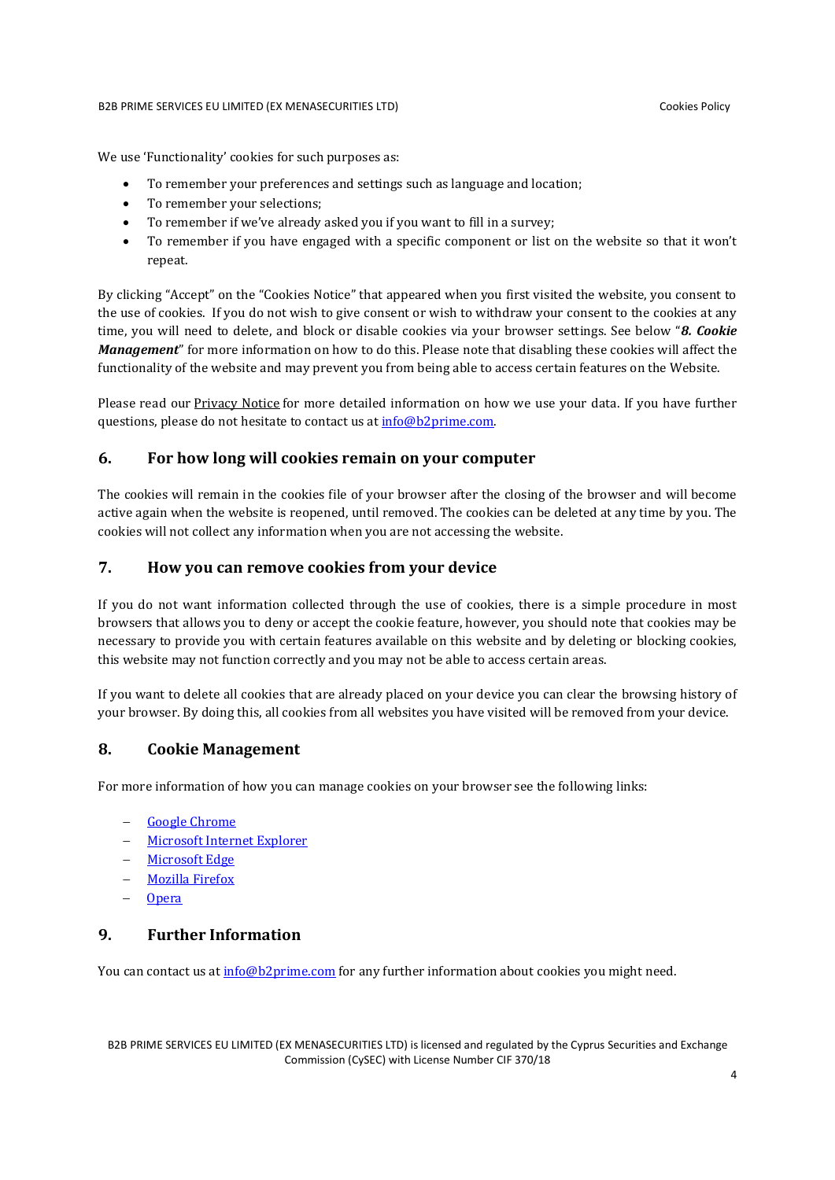We use 'Functionality' cookies for such purposes as:

- To remember your preferences and settings such as language and location;
- To remember your selections;
- To remember if we've already asked you if you want to fill in a survey;
- To remember if you have engaged with a specific component or list on the website so that it won't repeat.

By clicking "Accept" on the "Cookies Notice" that appeared when you first visited the website, you consent to the use of cookies. If you do not wish to give consent or wish to withdraw your consent to the cookies at any time, you will need to delete, and block or disable cookies via your browser settings. See below "***8. Cookie Management***" for more information on how to do this. Please note that disabling these cookies will affect the functionality of the website and may prevent you from being able to access certain features on the Website.

Please read our Privacy Notice for more detailed information on how we use your data. If you have further questions, please do not hesitate to contact us at info@b2prime.com.

## 6. For how long will cookies remain on your computer

The cookies will remain in the cookies file of your browser after the closing of the browser and will become active again when the website is reopened, until removed. The cookies can be deleted at any time by you. The cookies will not collect any information when you are not accessing the website.

## 7. How you can remove cookies from your device

If you do not want information collected through the use of cookies, there is a simple procedure in most browsers that allows you to deny or accept the cookie feature, however, you should note that cookies may be necessary to provide you with certain features available on this website and by deleting or blocking cookies, this website may not function correctly and you may not be able to access certain areas.

If you want to delete all cookies that are already placed on your device you can clear the browsing history of your browser. By doing this, all cookies from all websites you have visited will be removed from your device.

## 8. Cookie Management

For more information of how you can manage cookies on your browser see the following links:

- Google Chrome
- Microsoft Internet Explorer
- Microsoft Edge
- Mozilla Firefox
- Opera

## 9. Further Information

You can contact us at info@b2prime.com for any further information about cookies you might need.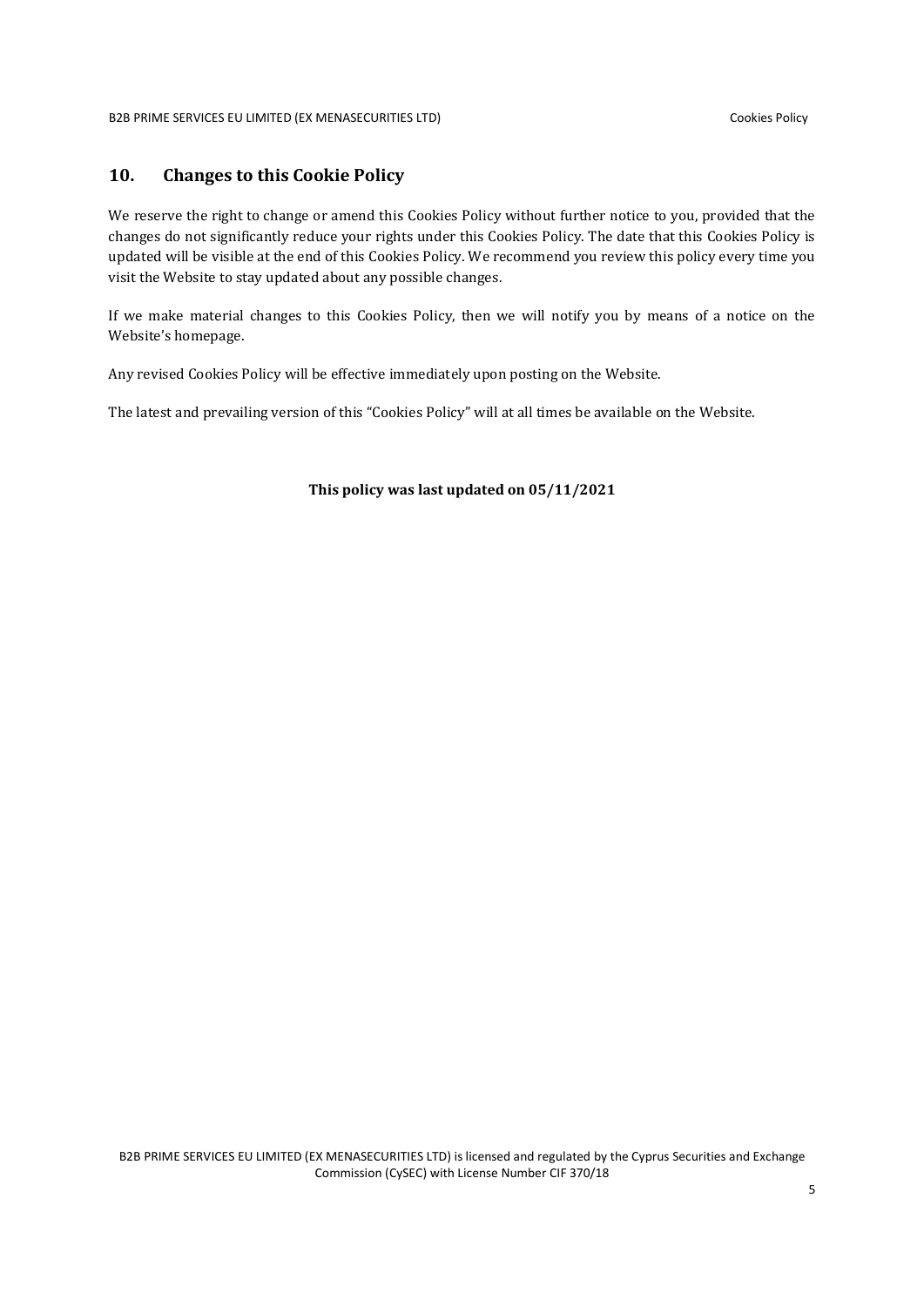## 10. Changes to this Cookie Policy

We reserve the right to change or amend this Cookies Policy without further notice to you, provided that the changes do not significantly reduce your rights under this Cookies Policy. The date that this Cookies Policy is updated will be visible at the end of this Cookies Policy. We recommend you review this policy every time you visit the Website to stay updated about any possible changes.

If we make material changes to this Cookies Policy, then we will notify you by means of a notice on the Website's homepage.

Any revised Cookies Policy will be effective immediately upon posting on the Website.

The latest and prevailing version of this "Cookies Policy" will at all times be available on the Website.

**This policy was last updated on 05/11/2021**